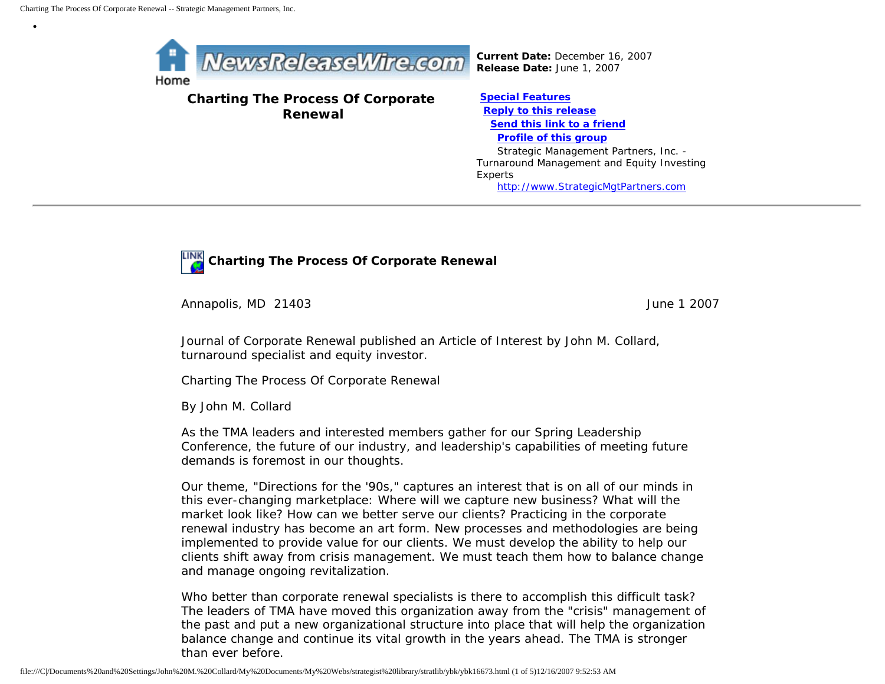Home

**Current Date:** December 16, 2007
**Release Date:** June 1, 2007

## Charting The Process Of Corporate Renewal

**Special Features**
**Reply to this release**
**Send this link to a friend**
**Profile of this group**

Strategic Management Partners, Inc. - Turnaround Management and Equity Investing Experts
http://www.StrategicMgtPartners.com

---

### Charting The Process Of Corporate Renewal

Annapolis, MD 21403 June 1 2007

Journal of Corporate Renewal published an Article of Interest by John M. Collard, turnaround specialist and equity investor.

Charting The Process Of Corporate Renewal

By John M. Collard

As the TMA leaders and interested members gather for our Spring Leadership Conference, the future of our industry, and leadership's capabilities of meeting future demands is foremost in our thoughts.

Our theme, "Directions for the '90s," captures an interest that is on all of our minds in this ever-changing marketplace: Where will we capture new business? What will the market look like? How can we better serve our clients? Practicing in the corporate renewal industry has become an art form. New processes and methodologies are being implemented to provide value for our clients. We must develop the ability to help our clients shift away from crisis management. We must teach them how to balance change and manage ongoing revitalization.

Who better than corporate renewal specialists is there to accomplish this difficult task? The leaders of TMA have moved this organization away from the "crisis" management of the past and put a new organizational structure into place that will help the organization balance change and continue its vital growth in the years ahead. The TMA is stronger than ever before.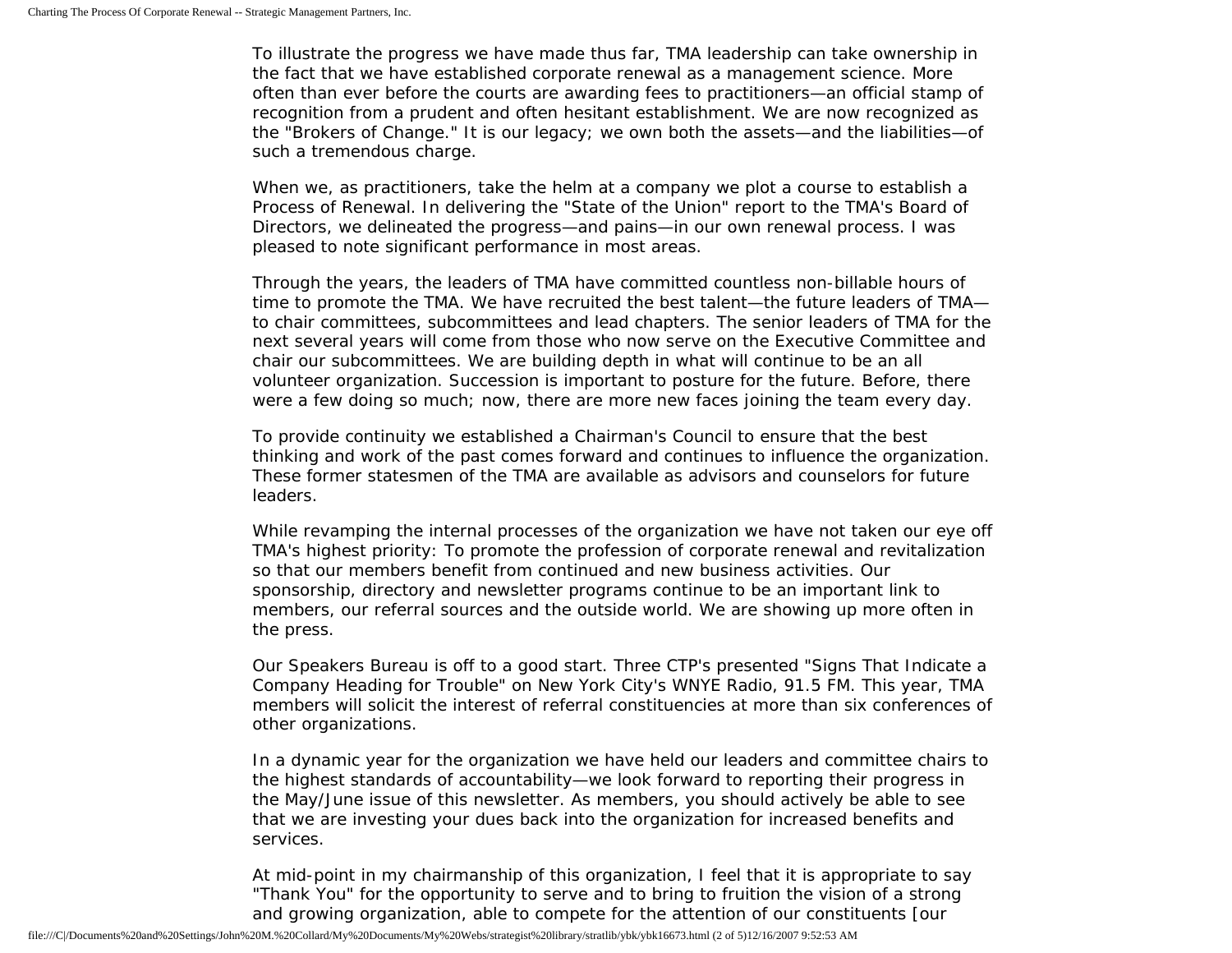To illustrate the progress we have made thus far, TMA leadership can take ownership in the fact that we have established corporate renewal as a management science. More often than ever before the courts are awarding fees to practitioners—an official stamp of recognition from a prudent and often hesitant establishment. We are now recognized as the "Brokers of Change." It is our legacy; we own both the assets—and the liabilities—of such a tremendous charge.

When we, as practitioners, take the helm at a company we plot a course to establish a Process of Renewal. In delivering the "State of the Union" report to the TMA's Board of Directors, we delineated the progress—and pains—in our own renewal process. I was pleased to note significant performance in most areas.

Through the years, the leaders of TMA have committed countless non-billable hours of time to promote the TMA. We have recruited the best talent—the future leaders of TMA—to chair committees, subcommittees and lead chapters. The senior leaders of TMA for the next several years will come from those who now serve on the Executive Committee and chair our subcommittees. We are building depth in what will continue to be an all volunteer organization. Succession is important to posture for the future. Before, there were a few doing so much; now, there are more new faces joining the team every day.

To provide continuity we established a Chairman's Council to ensure that the best thinking and work of the past comes forward and continues to influence the organization. These former statesmen of the TMA are available as advisors and counselors for future leaders.

While revamping the internal processes of the organization we have not taken our eye off TMA's highest priority: To promote the profession of corporate renewal and revitalization so that our members benefit from continued and new business activities. Our sponsorship, directory and newsletter programs continue to be an important link to members, our referral sources and the outside world. We are showing up more often in the press.

Our Speakers Bureau is off to a good start. Three CTP's presented "Signs That Indicate a Company Heading for Trouble" on New York City's WNYE Radio, 91.5 FM. This year, TMA members will solicit the interest of referral constituencies at more than six conferences of other organizations.

In a dynamic year for the organization we have held our leaders and committee chairs to the highest standards of accountability—we look forward to reporting their progress in the May/June issue of this newsletter. As members, you should actively be able to see that we are investing your dues back into the organization for increased benefits and services.

At mid-point in my chairmanship of this organization, I feel that it is appropriate to say "Thank You" for the opportunity to serve and to bring to fruition the vision of a strong and growing organization, able to compete for the attention of our constituents [our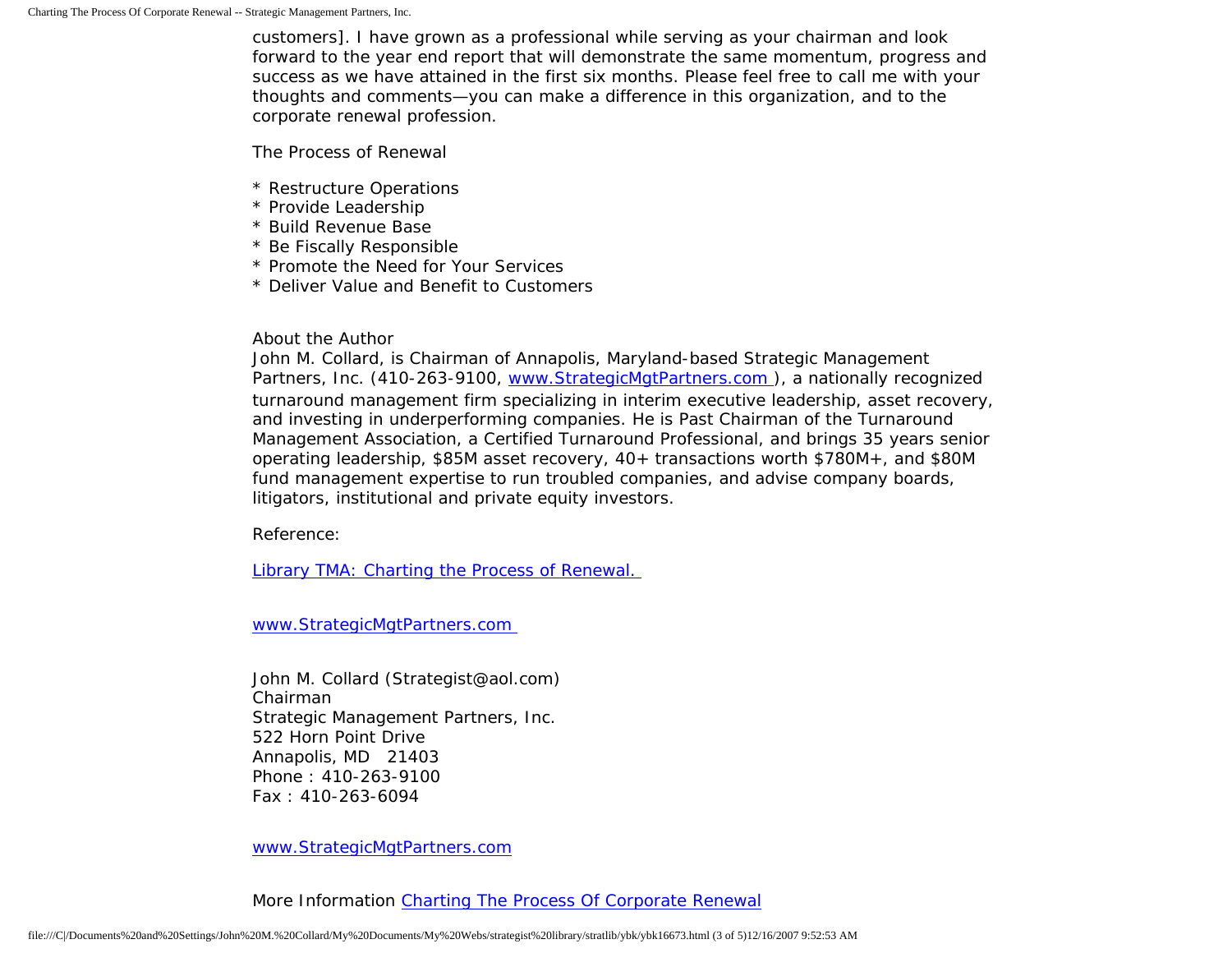customers]. I have grown as a professional while serving as your chairman and look forward to the year end report that will demonstrate the same momentum, progress and success as we have attained in the first six months. Please feel free to call me with your thoughts and comments—you can make a difference in this organization, and to the corporate renewal profession.

The Process of Renewal

* Restructure Operations
* Provide Leadership
* Build Revenue Base
* Be Fiscally Responsible
* Promote the Need for Your Services
* Deliver Value and Benefit to Customers

About the Author
John M. Collard, is Chairman of Annapolis, Maryland-based Strategic Management Partners, Inc. (410-263-9100, [www.StrategicMgtPartners.com](http://www.StrategicMgtPartners.com)), a nationally recognized turnaround management firm specializing in interim executive leadership, asset recovery, and investing in underperforming companies. He is Past Chairman of the Turnaround Management Association, a Certified Turnaround Professional, and brings 35 years senior operating leadership, $85M asset recovery, 40+ transactions worth $780M+, and $80M fund management expertise to run troubled companies, and advise company boards, litigators, institutional and private equity investors.

Reference:

[Library TMA: Charting the Process of Renewal.](#)

[www.StrategicMgtPartners.com](http://www.StrategicMgtPartners.com)

John M. Collard (Strategist@aol.com)
Chairman
Strategic Management Partners, Inc.
522 Horn Point Drive
Annapolis, MD 21403
Phone : 410-263-9100
Fax : 410-263-6094

[www.StrategicMgtPartners.com](http://www.StrategicMgtPartners.com)

More Information [Charting The Process Of Corporate Renewal](#)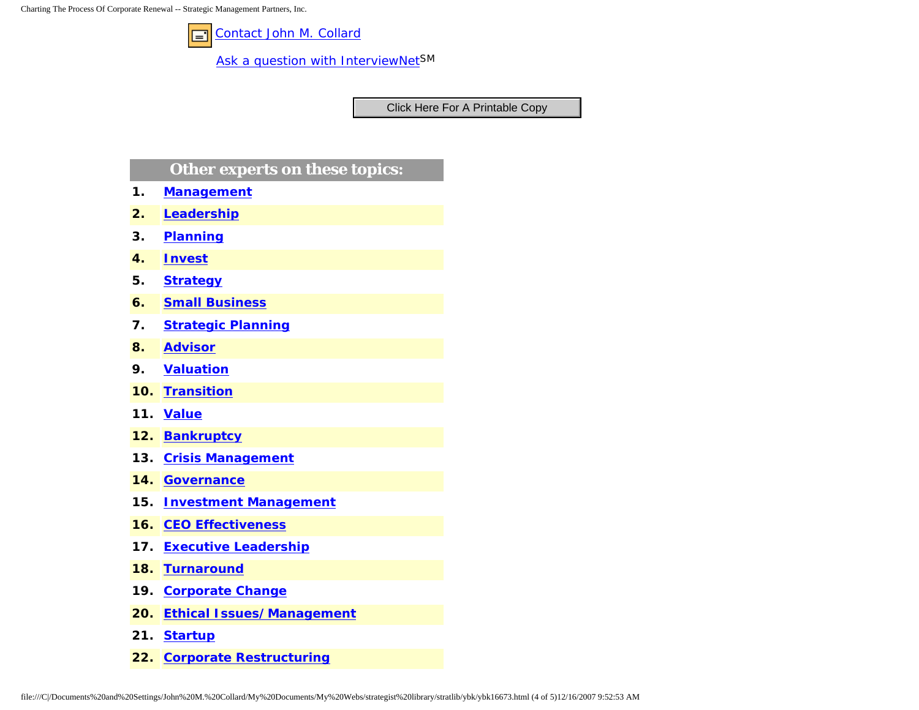Contact John M. Collard

Ask a question with InterviewNet[SM]

Click Here For A Printable Copy

## Other experts on these topics:

1. **Management**
2. **Leadership**
3. **Planning**
4. **Invest**
5. **Strategy**
6. **Small Business**
7. **Strategic Planning**
8. **Advisor**
9. **Valuation**
10. **Transition**
11. **Value**
12. **Bankruptcy**
13. **Crisis Management**
14. **Governance**
15. **Investment Management**
16. **CEO Effectiveness**
17. **Executive Leadership**
18. **Turnaround**
19. **Corporate Change**
20. **Ethical Issues/ Management**
21. **Startup**
22. **Corporate Restructuring**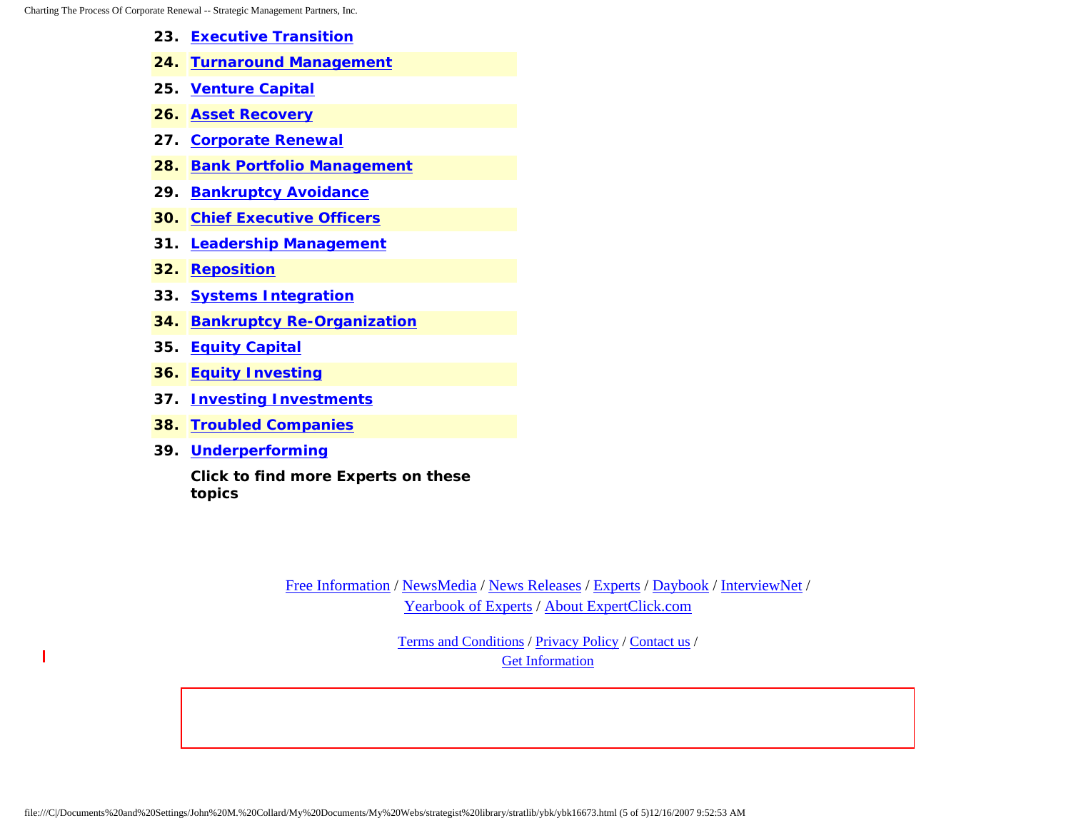23. Executive Transition
24. Turnaround Management
25. Venture Capital
26. Asset Recovery
27. Corporate Renewal
28. Bank Portfolio Management
29. Bankruptcy Avoidance
30. Chief Executive Officers
31. Leadership Management
32. Reposition
33. Systems Integration
34. Bankruptcy Re-Organization
35. Equity Capital
36. Equity Investing
37. Investing Investments
38. Troubled Companies
39. Underperforming

**Click to find more Experts on these topics**

Free Information / NewsMedia / News Releases / Experts / Daybook / InterviewNet / Yearbook of Experts / About ExpertClick.com

Terms and Conditions / Privacy Policy / Contact us / Get Information